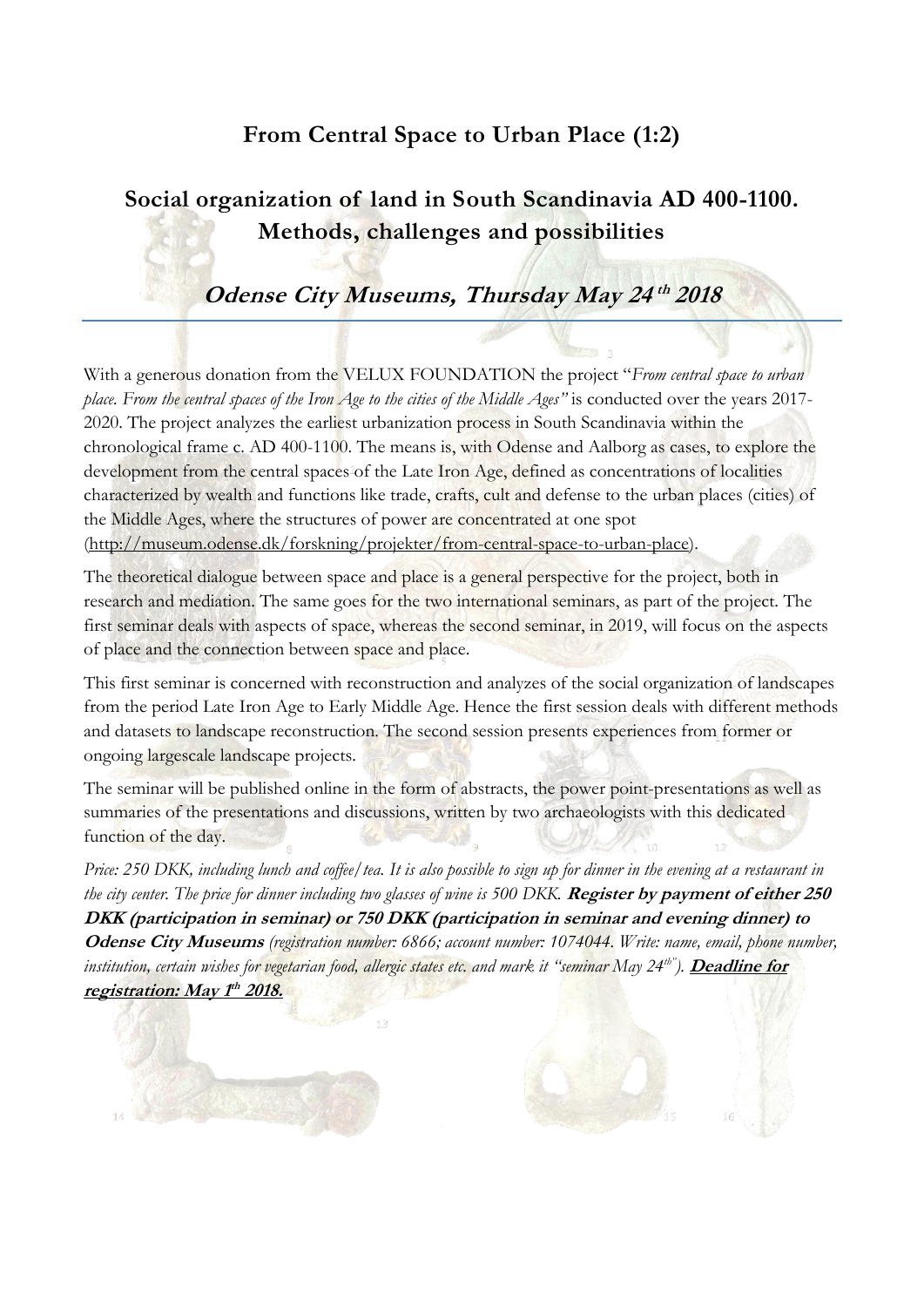# From Central Space to Urban Place (1:2)

## Social organization of land in South Scandinavia AD 400-1100. Methods, challenges and possibilities

### *Odense City Museums, Thursday May 24th 2018*

---

With a generous donation from the VELUX FOUNDATION the project "*From central space to urban place. From the central spaces of the Iron Age to the cities of the Middle Ages"* is conducted over the years 2017-2020. The project analyzes the earliest urbanization process in South Scandinavia within the chronological frame c. AD 400-1100. The means is, with Odense and Aalborg as cases, to explore the development from the central spaces of the Late Iron Age, defined as concentrations of localities characterized by wealth and functions like trade, crafts, cult and defense to the urban places (cities) of the Middle Ages, where the structures of power are concentrated at one spot (http://museum.odense.dk/forskning/projekter/from-central-space-to-urban-place).

The theoretical dialogue between space and place is a general perspective for the project, both in research and mediation. The same goes for the two international seminars, as part of the project. The first seminar deals with aspects of space, whereas the second seminar, in 2019, will focus on the aspects of place and the connection between space and place.

This first seminar is concerned with reconstruction and analyzes of the social organization of landscapes from the period Late Iron Age to Early Middle Age. Hence the first session deals with different methods and datasets to landscape reconstruction. The second session presents experiences from former or ongoing largescale landscape projects.

The seminar will be published online in the form of abstracts, the power point-presentations as well as summaries of the presentations and discussions, written by two archaeologists with this dedicated function of the day.

*Price: 250 DKK, including lunch and coffee/tea. It is also possible to sign up for dinner in the evening at a restaurant in the city center. The price for dinner including two glasses of wine is 500 DKK.* **Register by payment of either 250 DKK (participation in seminar) or 750 DKK (participation in seminar and evening dinner) to Odense City Museums** *(registration number: 6866; account number: 1074044. Write: name, email, phone number, institution, certain wishes for vegetarian food, allergic states etc. and mark it "seminar May 24th").* **Deadline for registration: May 1th 2018.**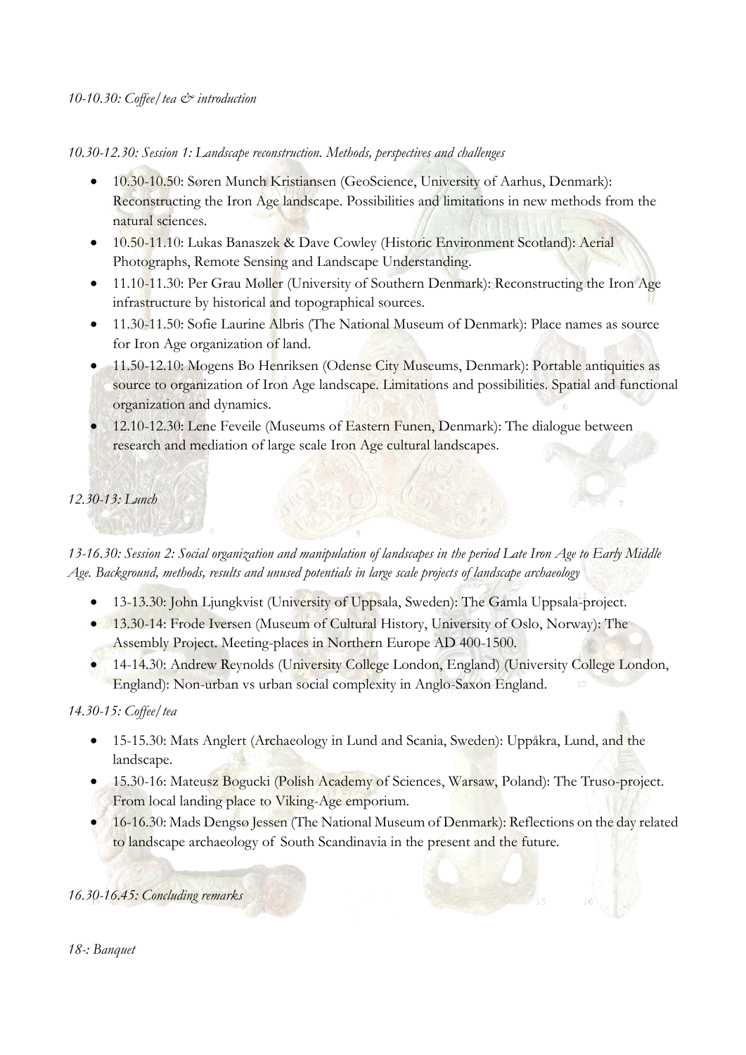*10-10.30: Coffee/tea & introduction*

*10.30-12.30: Session 1: Landscape reconstruction. Methods, perspectives and challenges*

- 10.30-10.50: Søren Munch Kristiansen (GeoScience, University of Aarhus, Denmark): Reconstructing the Iron Age landscape. Possibilities and limitations in new methods from the natural sciences.
- 10.50-11.10: Lukas Banaszek & Dave Cowley (Historic Environment Scotland): Aerial Photographs, Remote Sensing and Landscape Understanding.
- 11.10-11.30: Per Grau Møller (University of Southern Denmark): Reconstructing the Iron Age infrastructure by historical and topographical sources.
- 11.30-11.50: Sofie Laurine Albris (The National Museum of Denmark): Place names as source for Iron Age organization of land.
- 11.50-12.10: Mogens Bo Henriksen (Odense City Museums, Denmark): Portable antiquities as source to organization of Iron Age landscape. Limitations and possibilities. Spatial and functional organization and dynamics.
- 12.10-12.30: Lene Feveile (Museums of Eastern Funen, Denmark): The dialogue between research and mediation of large scale Iron Age cultural landscapes.

*12.30-13: Lunch*

*13-16.30: Session 2: Social organization and manipulation of landscapes in the period Late Iron Age to Early Middle Age. Background, methods, results and unused potentials in large scale projects of landscape archaeology*

- 13-13.30: John Ljungkvist (University of Uppsala, Sweden): The Gamla Uppsala-project.
- 13.30-14: Frode Iversen (Museum of Cultural History, University of Oslo, Norway): The Assembly Project. Meeting-places in Northern Europe AD 400-1500.
- 14-14.30: Andrew Reynolds (University College London, England) (University College London, England): Non-urban vs urban social complexity in Anglo-Saxon England.

*14.30-15: Coffee/tea*

- 15-15.30: Mats Anglert (Archaeology in Lund and Scania, Sweden): Uppåkra, Lund, and the landscape.
- 15.30-16: Mateusz Bogucki (Polish Academy of Sciences, Warsaw, Poland): The Truso-project. From local landing place to Viking-Age emporium.
- 16-16.30: Mads Dengsø Jessen (The National Museum of Denmark): Reflections on the day related to landscape archaeology of South Scandinavia in the present and the future.

*16.30-16.45: Concluding remarks*

*18-: Banquet*